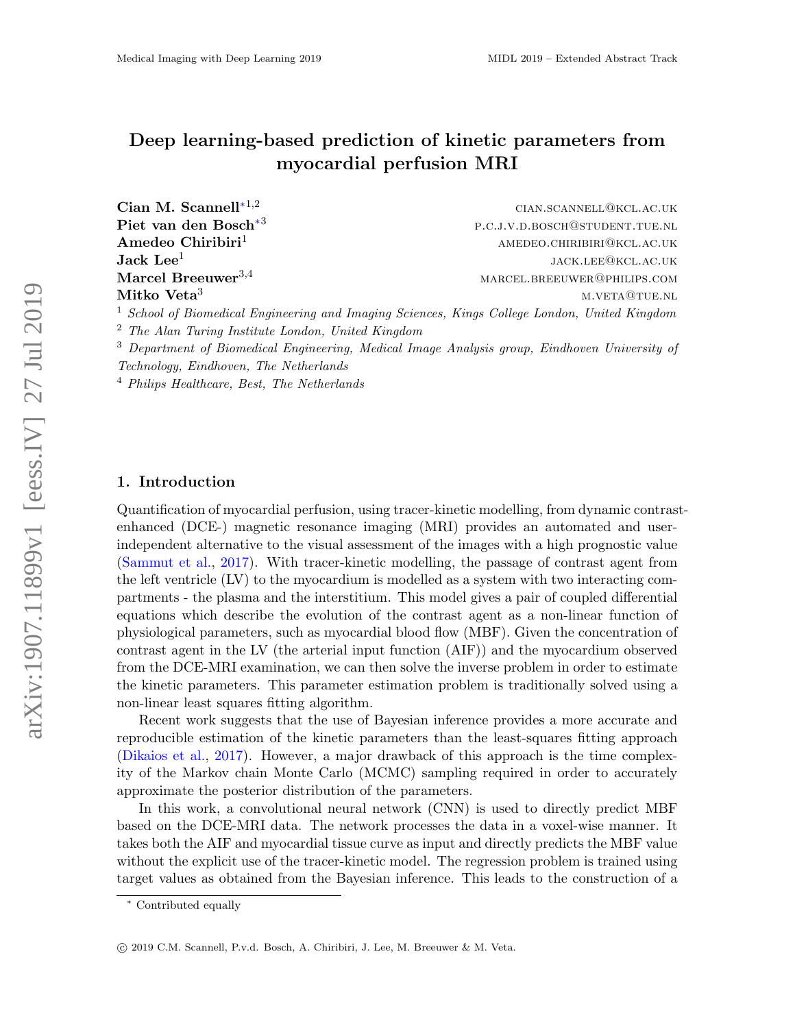# Deep learning-based prediction of kinetic parameters from myocardial perfusion MRI

**Cian M. Scannell**[*1,2] CIAN.SCANNELL@KCL.AC.UK
**Piet van den Bosch**[*3] P.C.J.V.D.BOSCH@STUDENT.TUE.NL
**Amedeo Chiribiri**[1] AMEDEO.CHIRIBIRI@KCL.AC.UK
**Jack Lee**[1] JACK.LEE@KCL.AC.UK
**Marcel Breeuwer**[3,4] MARCEL.BREEUWER@PHILIPS.COM
**Mitko Veta**[3] M.VETA@TUE.NL

[1] *School of Biomedical Engineering and Imaging Sciences, Kings College London, United Kingdom*
[2] *The Alan Turing Institute London, United Kingdom*
[3] *Department of Biomedical Engineering, Medical Image Analysis group, Eindhoven University of Technology, Eindhoven, The Netherlands*
[4] *Philips Healthcare, Best, The Netherlands*

## 1. Introduction

Quantification of myocardial perfusion, using tracer-kinetic modelling, from dynamic contrast-enhanced (DCE-) magnetic resonance imaging (MRI) provides an automated and user-independent alternative to the visual assessment of the images with a high prognostic value (Sammut et al., 2017). With tracer-kinetic modelling, the passage of contrast agent from the left ventricle (LV) to the myocardium is modelled as a system with two interacting compartments - the plasma and the interstitium. This model gives a pair of coupled differential equations which describe the evolution of the contrast agent as a non-linear function of physiological parameters, such as myocardial blood flow (MBF). Given the concentration of contrast agent in the LV (the arterial input function (AIF)) and the myocardium observed from the DCE-MRI examination, we can then solve the inverse problem in order to estimate the kinetic parameters. This parameter estimation problem is traditionally solved using a non-linear least squares fitting algorithm.

Recent work suggests that the use of Bayesian inference provides a more accurate and reproducible estimation of the kinetic parameters than the least-squares fitting approach (Dikaios et al., 2017). However, a major drawback of this approach is the time complexity of the Markov chain Monte Carlo (MCMC) sampling required in order to accurately approximate the posterior distribution of the parameters.

In this work, a convolutional neural network (CNN) is used to directly predict MBF based on the DCE-MRI data. The network processes the data in a voxel-wise manner. It takes both the AIF and myocardial tissue curve as input and directly predicts the MBF value without the explicit use of the tracer-kinetic model. The regression problem is trained using target values as obtained from the Bayesian inference. This leads to the construction of a

[*] Contributed equally

© 2019 C.M. Scannell, P.v.d. Bosch, A. Chiribiri, J. Lee, M. Breeuwer & M. Veta.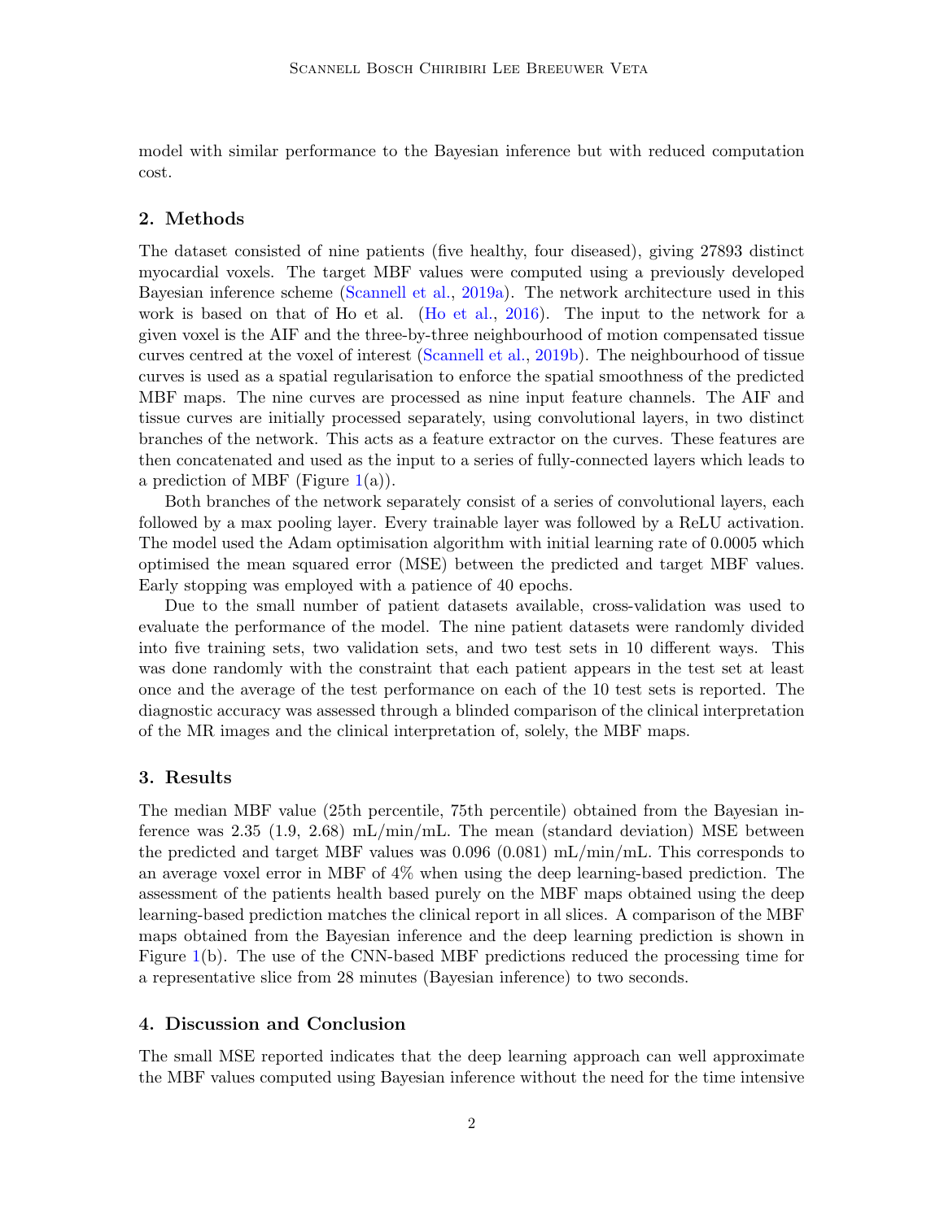model with similar performance to the Bayesian inference but with reduced computation cost.

## 2. Methods

The dataset consisted of nine patients (five healthy, four diseased), giving 27893 distinct myocardial voxels. The target MBF values were computed using a previously developed Bayesian inference scheme (Scannell et al., 2019a). The network architecture used in this work is based on that of Ho et al. (Ho et al., 2016). The input to the network for a given voxel is the AIF and the three-by-three neighbourhood of motion compensated tissue curves centred at the voxel of interest (Scannell et al., 2019b). The neighbourhood of tissue curves is used as a spatial regularisation to enforce the spatial smoothness of the predicted MBF maps. The nine curves are processed as nine input feature channels. The AIF and tissue curves are initially processed separately, using convolutional layers, in two distinct branches of the network. This acts as a feature extractor on the curves. These features are then concatenated and used as the input to a series of fully-connected layers which leads to a prediction of MBF (Figure 1(a)).

Both branches of the network separately consist of a series of convolutional layers, each followed by a max pooling layer. Every trainable layer was followed by a ReLU activation. The model used the Adam optimisation algorithm with initial learning rate of 0.0005 which optimised the mean squared error (MSE) between the predicted and target MBF values. Early stopping was employed with a patience of 40 epochs.

Due to the small number of patient datasets available, cross-validation was used to evaluate the performance of the model. The nine patient datasets were randomly divided into five training sets, two validation sets, and two test sets in 10 different ways. This was done randomly with the constraint that each patient appears in the test set at least once and the average of the test performance on each of the 10 test sets is reported. The diagnostic accuracy was assessed through a blinded comparison of the clinical interpretation of the MR images and the clinical interpretation of, solely, the MBF maps.

## 3. Results

The median MBF value (25th percentile, 75th percentile) obtained from the Bayesian inference was 2.35 (1.9, 2.68) mL/min/mL. The mean (standard deviation) MSE between the predicted and target MBF values was 0.096 (0.081) mL/min/mL. This corresponds to an average voxel error in MBF of 4% when using the deep learning-based prediction. The assessment of the patients health based purely on the MBF maps obtained using the deep learning-based prediction matches the clinical report in all slices. A comparison of the MBF maps obtained from the Bayesian inference and the deep learning prediction is shown in Figure 1(b). The use of the CNN-based MBF predictions reduced the processing time for a representative slice from 28 minutes (Bayesian inference) to two seconds.

## 4. Discussion and Conclusion

The small MSE reported indicates that the deep learning approach can well approximate the MBF values computed using Bayesian inference without the need for the time intensive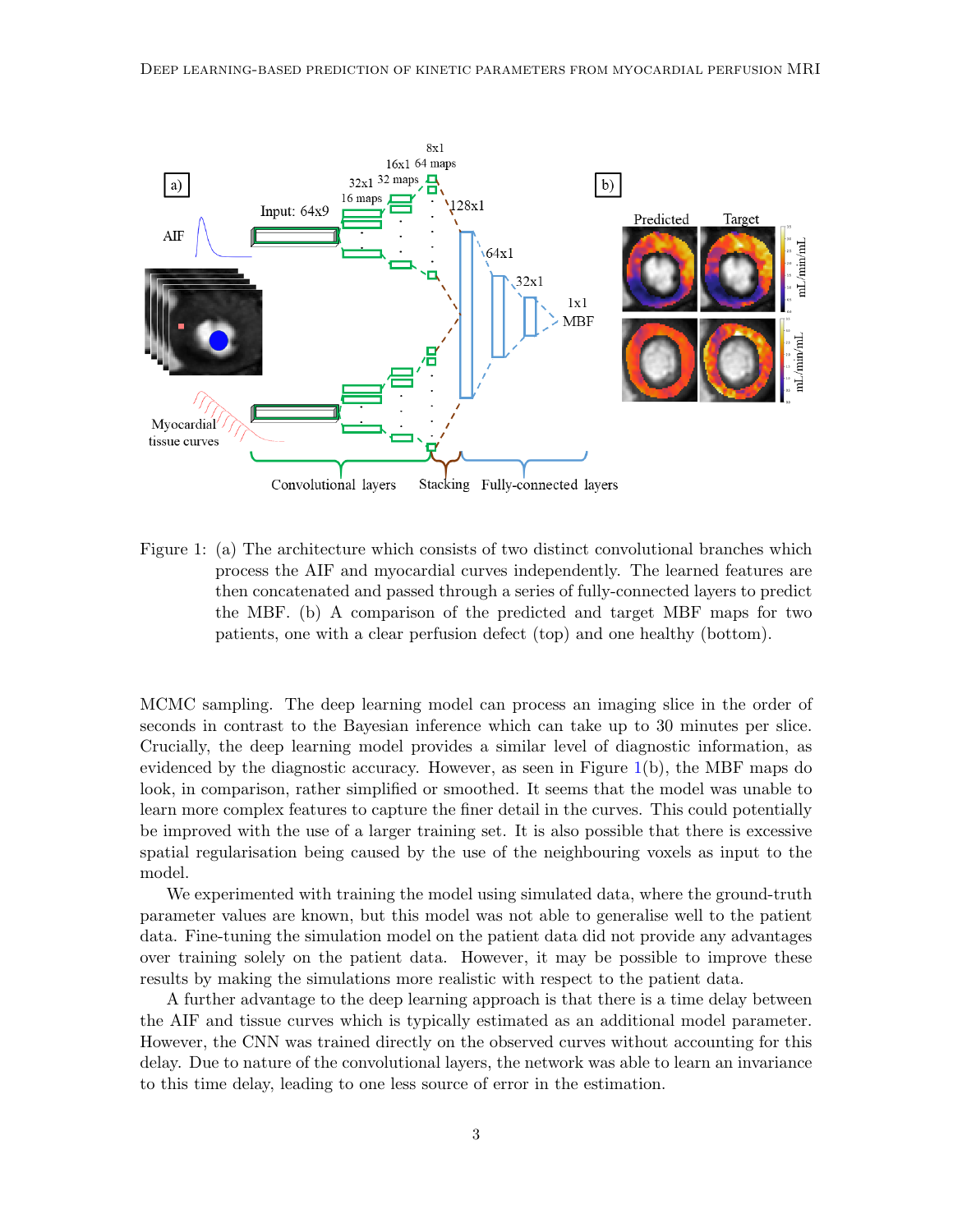a) AIF Input: 64x9 32x1 16 maps 16x1 32 maps 8x1 64 maps 128x1 64x1 32x1 1x1 MBF Myocardial tissue curves Convolutional layers Stacking Fully-connected layers

b) Predicted Target mL/min/mL mL/min/mL

Figure 1: (a) The architecture which consists of two distinct convolutional branches which process the AIF and myocardial curves independently. The learned features are then concatenated and passed through a series of fully-connected layers to predict the MBF. (b) A comparison of the predicted and target MBF maps for two patients, one with a clear perfusion defect (top) and one healthy (bottom).

MCMC sampling. The deep learning model can process an imaging slice in the order of seconds in contrast to the Bayesian inference which can take up to 30 minutes per slice. Crucially, the deep learning model provides a similar level of diagnostic information, as evidenced by the diagnostic accuracy. However, as seen in Figure 1(b), the MBF maps do look, in comparison, rather simplified or smoothed. It seems that the model was unable to learn more complex features to capture the finer detail in the curves. This could potentially be improved with the use of a larger training set. It is also possible that there is excessive spatial regularisation being caused by the use of the neighbouring voxels as input to the model.

We experimented with training the model using simulated data, where the ground-truth parameter values are known, but this model was not able to generalise well to the patient data. Fine-tuning the simulation model on the patient data did not provide any advantages over training solely on the patient data. However, it may be possible to improve these results by making the simulations more realistic with respect to the patient data.

A further advantage to the deep learning approach is that there is a time delay between the AIF and tissue curves which is typically estimated as an additional model parameter. However, the CNN was trained directly on the observed curves without accounting for this delay. Due to nature of the convolutional layers, the network was able to learn an invariance to this time delay, leading to one less source of error in the estimation.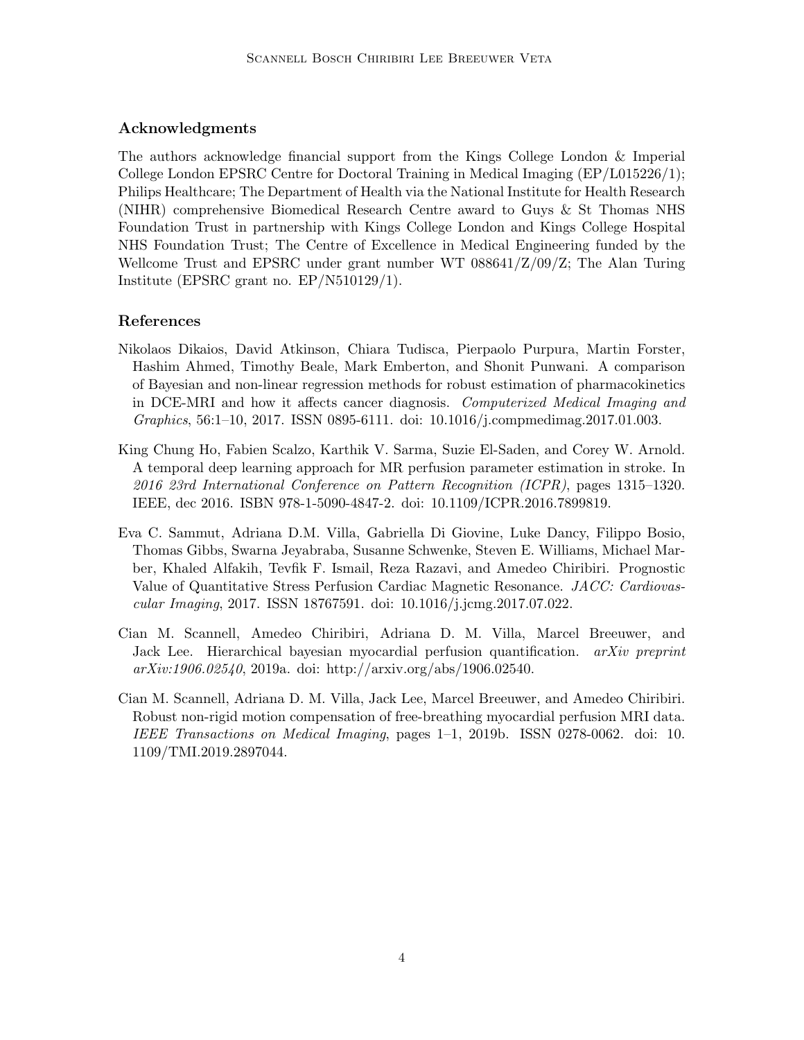## Acknowledgments

The authors acknowledge financial support from the Kings College London & Imperial College London EPSRC Centre for Doctoral Training in Medical Imaging (EP/L015226/1); Philips Healthcare; The Department of Health via the National Institute for Health Research (NIHR) comprehensive Biomedical Research Centre award to Guys & St Thomas NHS Foundation Trust in partnership with Kings College London and Kings College Hospital NHS Foundation Trust; The Centre of Excellence in Medical Engineering funded by the Wellcome Trust and EPSRC under grant number WT 088641/Z/09/Z; The Alan Turing Institute (EPSRC grant no. EP/N510129/1).

## References

Nikolaos Dikaios, David Atkinson, Chiara Tudisca, Pierpaolo Purpura, Martin Forster, Hashim Ahmed, Timothy Beale, Mark Emberton, and Shonit Punwani. A comparison of Bayesian and non-linear regression methods for robust estimation of pharmacokinetics in DCE-MRI and how it affects cancer diagnosis. *Computerized Medical Imaging and Graphics*, 56:1–10, 2017. ISSN 0895-6111. doi: 10.1016/j.compmedimag.2017.01.003.

King Chung Ho, Fabien Scalzo, Karthik V. Sarma, Suzie El-Saden, and Corey W. Arnold. A temporal deep learning approach for MR perfusion parameter estimation in stroke. In *2016 23rd International Conference on Pattern Recognition (ICPR)*, pages 1315–1320. IEEE, dec 2016. ISBN 978-1-5090-4847-2. doi: 10.1109/ICPR.2016.7899819.

Eva C. Sammut, Adriana D.M. Villa, Gabriella Di Giovine, Luke Dancy, Filippo Bosio, Thomas Gibbs, Swarna Jeyabraba, Susanne Schwenke, Steven E. Williams, Michael Marber, Khaled Alfakih, Tevfik F. Ismail, Reza Razavi, and Amedeo Chiribiri. Prognostic Value of Quantitative Stress Perfusion Cardiac Magnetic Resonance. *JACC: Cardiovascular Imaging*, 2017. ISSN 18767591. doi: 10.1016/j.jcmg.2017.07.022.

Cian M. Scannell, Amedeo Chiribiri, Adriana D. M. Villa, Marcel Breeuwer, and Jack Lee. Hierarchical bayesian myocardial perfusion quantification. *arXiv preprint arXiv:1906.02540*, 2019a. doi: http://arxiv.org/abs/1906.02540.

Cian M. Scannell, Adriana D. M. Villa, Jack Lee, Marcel Breeuwer, and Amedeo Chiribiri. Robust non-rigid motion compensation of free-breathing myocardial perfusion MRI data. *IEEE Transactions on Medical Imaging*, pages 1–1, 2019b. ISSN 0278-0062. doi: 10.1109/TMI.2019.2897044.